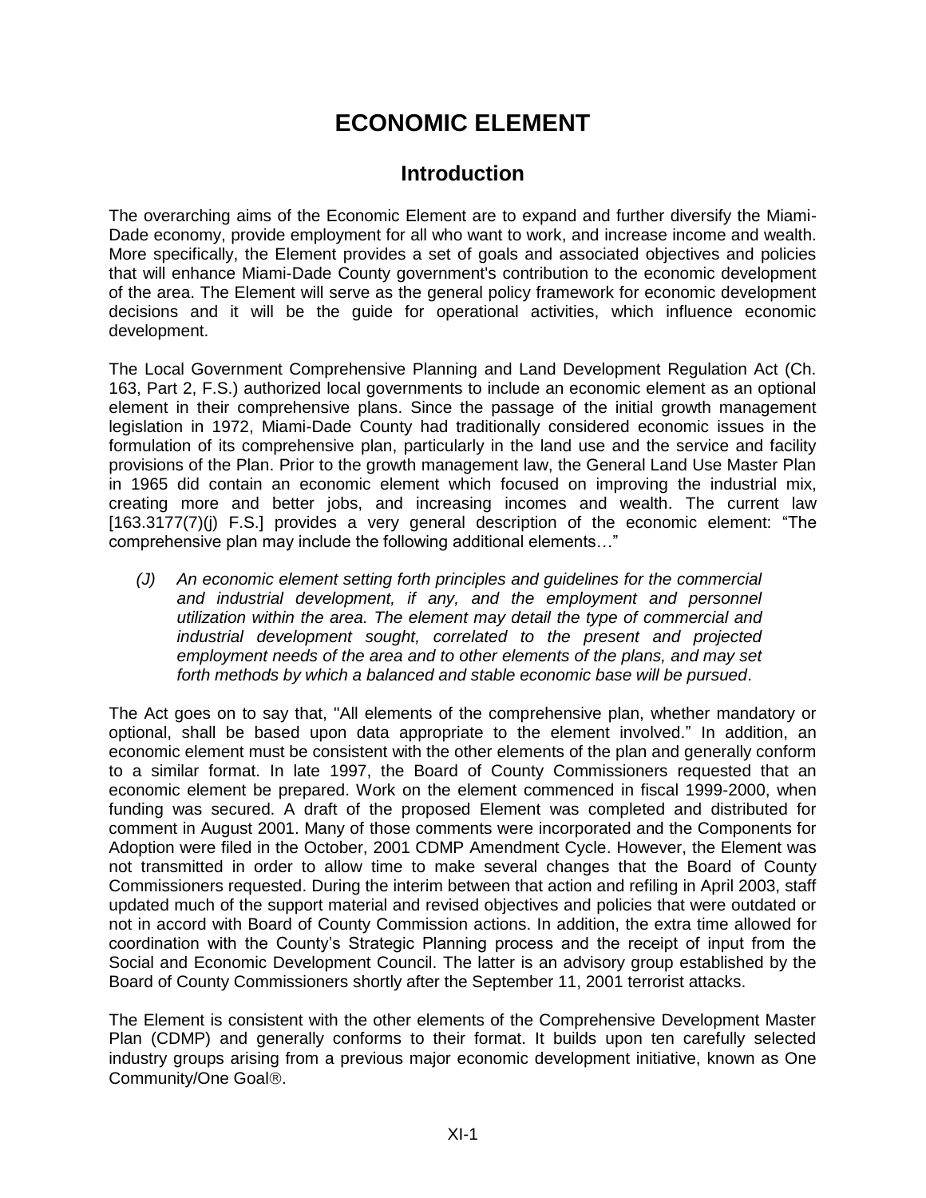# ECONOMIC ELEMENT

## Introduction

The overarching aims of the Economic Element are to expand and further diversify the Miami-Dade economy, provide employment for all who want to work, and increase income and wealth. More specifically, the Element provides a set of goals and associated objectives and policies that will enhance Miami-Dade County government's contribution to the economic development of the area. The Element will serve as the general policy framework for economic development decisions and it will be the guide for operational activities, which influence economic development.

The Local Government Comprehensive Planning and Land Development Regulation Act (Ch. 163, Part 2, F.S.) authorized local governments to include an economic element as an optional element in their comprehensive plans. Since the passage of the initial growth management legislation in 1972, Miami-Dade County had traditionally considered economic issues in the formulation of its comprehensive plan, particularly in the land use and the service and facility provisions of the Plan. Prior to the growth management law, the General Land Use Master Plan in 1965 did contain an economic element which focused on improving the industrial mix, creating more and better jobs, and increasing incomes and wealth. The current law [163.3177(7)(j) F.S.] provides a very general description of the economic element: "The comprehensive plan may include the following additional elements…"

> *(J) An economic element setting forth principles and guidelines for the commercial and industrial development, if any, and the employment and personnel utilization within the area. The element may detail the type of commercial and industrial development sought, correlated to the present and projected employment needs of the area and to other elements of the plans, and may set forth methods by which a balanced and stable economic base will be pursued*.

The Act goes on to say that, "All elements of the comprehensive plan, whether mandatory or optional, shall be based upon data appropriate to the element involved." In addition, an economic element must be consistent with the other elements of the plan and generally conform to a similar format. In late 1997, the Board of County Commissioners requested that an economic element be prepared. Work on the element commenced in fiscal 1999-2000, when funding was secured. A draft of the proposed Element was completed and distributed for comment in August 2001. Many of those comments were incorporated and the Components for Adoption were filed in the October, 2001 CDMP Amendment Cycle. However, the Element was not transmitted in order to allow time to make several changes that the Board of County Commissioners requested. During the interim between that action and refiling in April 2003, staff updated much of the support material and revised objectives and policies that were outdated or not in accord with Board of County Commission actions. In addition, the extra time allowed for coordination with the County's Strategic Planning process and the receipt of input from the Social and Economic Development Council. The latter is an advisory group established by the Board of County Commissioners shortly after the September 11, 2001 terrorist attacks.

The Element is consistent with the other elements of the Comprehensive Development Master Plan (CDMP) and generally conforms to their format. It builds upon ten carefully selected industry groups arising from a previous major economic development initiative, known as One Community/One Goal®.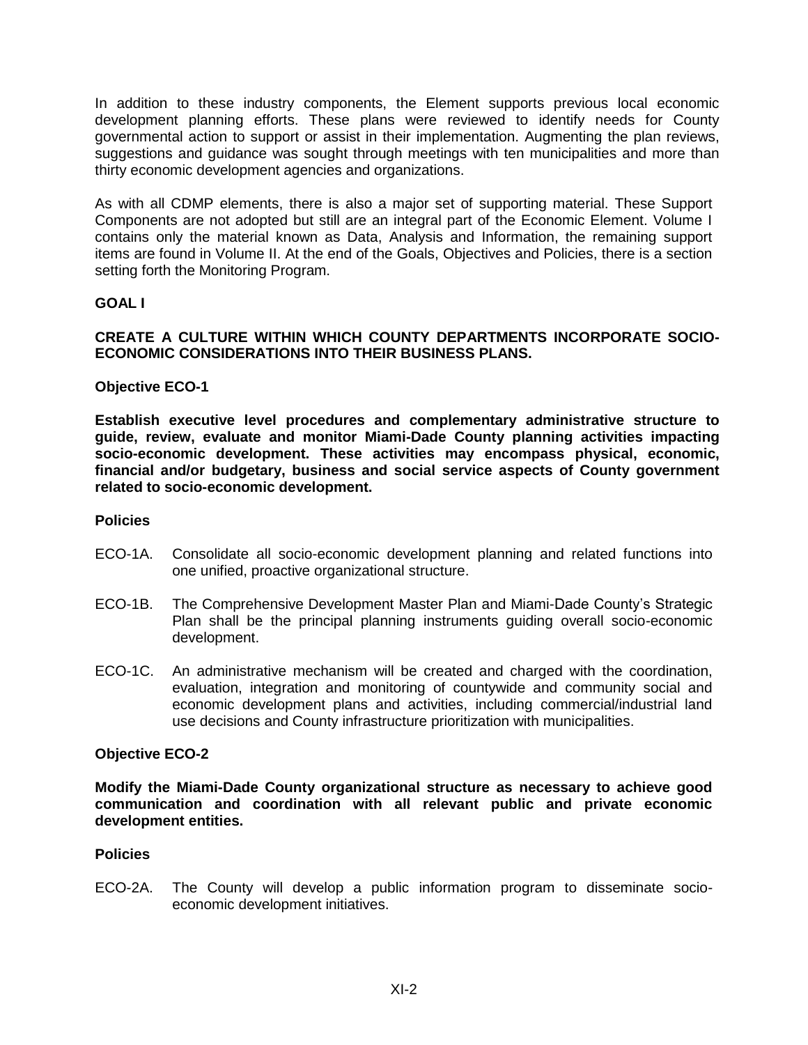In addition to these industry components, the Element supports previous local economic development planning efforts. These plans were reviewed to identify needs for County governmental action to support or assist in their implementation. Augmenting the plan reviews, suggestions and guidance was sought through meetings with ten municipalities and more than thirty economic development agencies and organizations.

As with all CDMP elements, there is also a major set of supporting material. These Support Components are not adopted but still are an integral part of the Economic Element. Volume I contains only the material known as Data, Analysis and Information, the remaining support items are found in Volume II. At the end of the Goals, Objectives and Policies, there is a section setting forth the Monitoring Program.

## GOAL I

**CREATE A CULTURE WITHIN WHICH COUNTY DEPARTMENTS INCORPORATE SOCIO-ECONOMIC CONSIDERATIONS INTO THEIR BUSINESS PLANS.**

### Objective ECO-1

**Establish executive level procedures and complementary administrative structure to guide, review, evaluate and monitor Miami-Dade County planning activities impacting socio-economic development. These activities may encompass physical, economic, financial and/or budgetary, business and social service aspects of County government related to socio-economic development.**

#### Policies

ECO-1A. Consolidate all socio-economic development planning and related functions into one unified, proactive organizational structure.

ECO-1B. The Comprehensive Development Master Plan and Miami-Dade County's Strategic Plan shall be the principal planning instruments guiding overall socio-economic development.

ECO-1C. An administrative mechanism will be created and charged with the coordination, evaluation, integration and monitoring of countywide and community social and economic development plans and activities, including commercial/industrial land use decisions and County infrastructure prioritization with municipalities.

### Objective ECO-2

**Modify the Miami-Dade County organizational structure as necessary to achieve good communication and coordination with all relevant public and private economic development entities.**

#### Policies

ECO-2A. The County will develop a public information program to disseminate socio-economic development initiatives.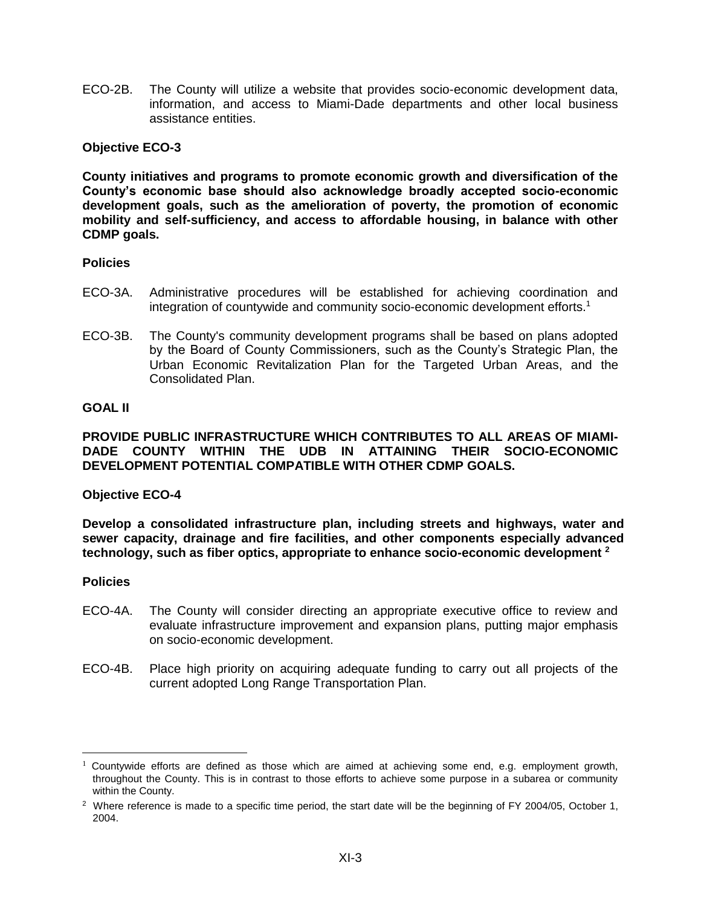ECO-2B. The County will utilize a website that provides socio-economic development data, information, and access to Miami-Dade departments and other local business assistance entities.

**Objective ECO-3**

**County initiatives and programs to promote economic growth and diversification of the County's economic base should also acknowledge broadly accepted socio-economic development goals, such as the amelioration of poverty, the promotion of economic mobility and self-sufficiency, and access to affordable housing, in balance with other CDMP goals.**

**Policies**

ECO-3A. Administrative procedures will be established for achieving coordination and integration of countywide and community socio-economic development efforts.[1]

ECO-3B. The County's community development programs shall be based on plans adopted by the Board of County Commissioners, such as the County's Strategic Plan, the Urban Economic Revitalization Plan for the Targeted Urban Areas, and the Consolidated Plan.

**GOAL II**

**PROVIDE PUBLIC INFRASTRUCTURE WHICH CONTRIBUTES TO ALL AREAS OF MIAMI-DADE COUNTY WITHIN THE UDB IN ATTAINING THEIR SOCIO-ECONOMIC DEVELOPMENT POTENTIAL COMPATIBLE WITH OTHER CDMP GOALS.**

**Objective ECO-4**

**Develop a consolidated infrastructure plan, including streets and highways, water and sewer capacity, drainage and fire facilities, and other components especially advanced technology, such as fiber optics, appropriate to enhance socio-economic development [2]**

**Policies**

ECO-4A. The County will consider directing an appropriate executive office to review and evaluate infrastructure improvement and expansion plans, putting major emphasis on socio-economic development.

ECO-4B. Place high priority on acquiring adequate funding to carry out all projects of the current adopted Long Range Transportation Plan.

---

[1] Countywide efforts are defined as those which are aimed at achieving some end, e.g. employment growth, throughout the County. This is in contrast to those efforts to achieve some purpose in a subarea or community within the County.

[2] Where reference is made to a specific time period, the start date will be the beginning of FY 2004/05, October 1, 2004.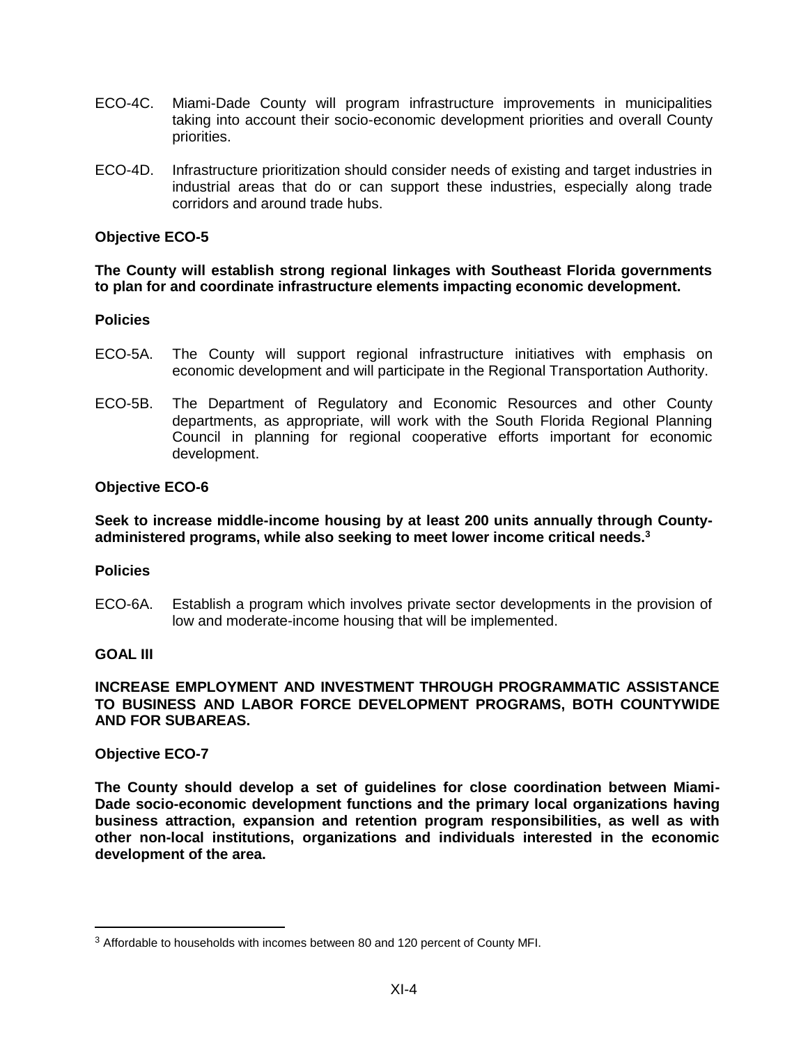ECO-4C. Miami-Dade County will program infrastructure improvements in municipalities taking into account their socio-economic development priorities and overall County priorities.

ECO-4D. Infrastructure prioritization should consider needs of existing and target industries in industrial areas that do or can support these industries, especially along trade corridors and around trade hubs.

**Objective ECO-5**

**The County will establish strong regional linkages with Southeast Florida governments to plan for and coordinate infrastructure elements impacting economic development.**

**Policies**

ECO-5A. The County will support regional infrastructure initiatives with emphasis on economic development and will participate in the Regional Transportation Authority.

ECO-5B. The Department of Regulatory and Economic Resources and other County departments, as appropriate, will work with the South Florida Regional Planning Council in planning for regional cooperative efforts important for economic development.

**Objective ECO-6**

**Seek to increase middle-income housing by at least 200 units annually through County-administered programs, while also seeking to meet lower income critical needs.[3]**

**Policies**

ECO-6A. Establish a program which involves private sector developments in the provision of low and moderate-income housing that will be implemented.

**GOAL III**

**INCREASE EMPLOYMENT AND INVESTMENT THROUGH PROGRAMMATIC ASSISTANCE TO BUSINESS AND LABOR FORCE DEVELOPMENT PROGRAMS, BOTH COUNTYWIDE AND FOR SUBAREAS.**

**Objective ECO-7**

**The County should develop a set of guidelines for close coordination between Miami-Dade socio-economic development functions and the primary local organizations having business attraction, expansion and retention program responsibilities, as well as with other non-local institutions, organizations and individuals interested in the economic development of the area.**

---

[3] Affordable to households with incomes between 80 and 120 percent of County MFI.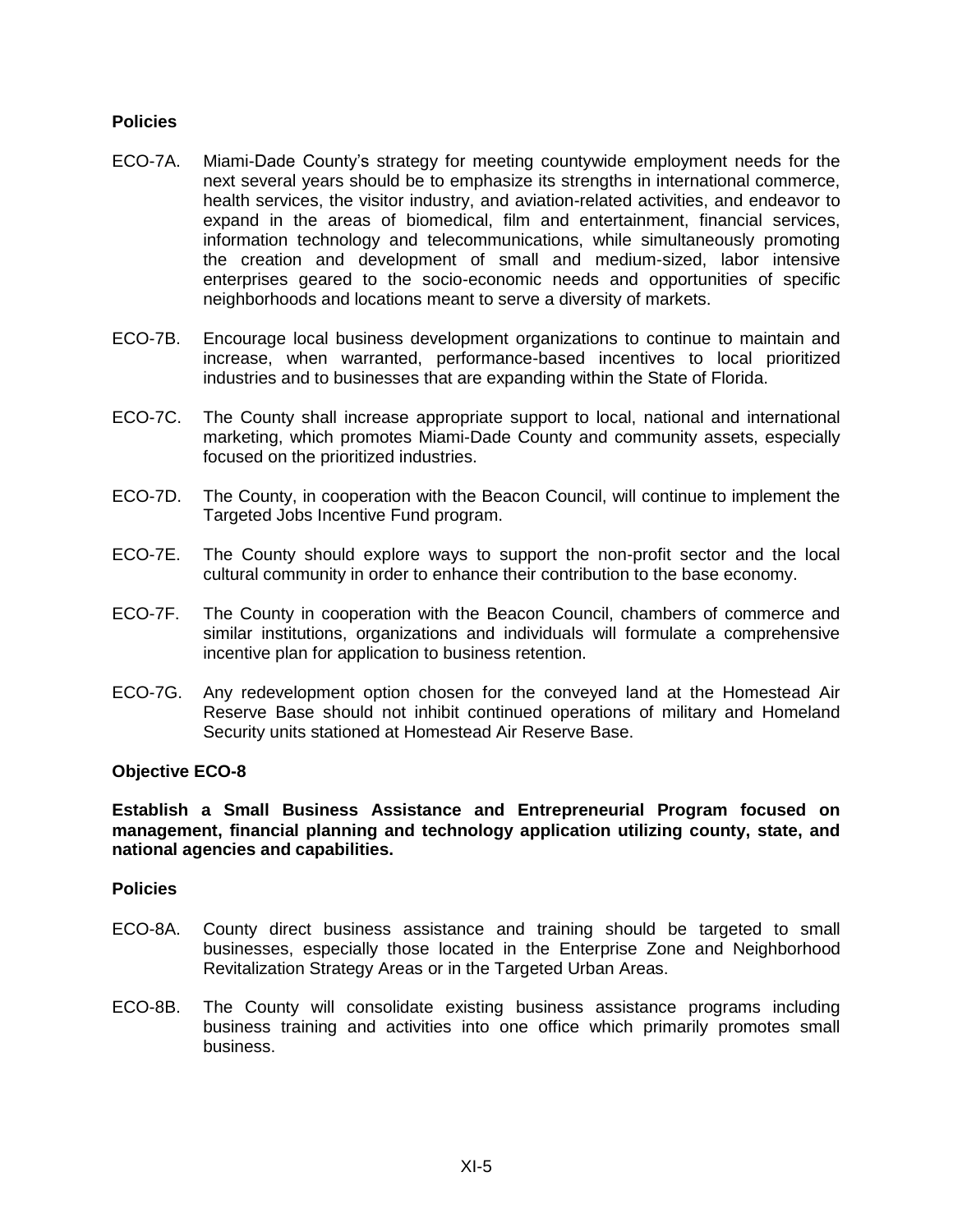### Policies

ECO-7A. Miami-Dade County's strategy for meeting countywide employment needs for the next several years should be to emphasize its strengths in international commerce, health services, the visitor industry, and aviation-related activities, and endeavor to expand in the areas of biomedical, film and entertainment, financial services, information technology and telecommunications, while simultaneously promoting the creation and development of small and medium-sized, labor intensive enterprises geared to the socio-economic needs and opportunities of specific neighborhoods and locations meant to serve a diversity of markets.

ECO-7B. Encourage local business development organizations to continue to maintain and increase, when warranted, performance-based incentives to local prioritized industries and to businesses that are expanding within the State of Florida.

ECO-7C. The County shall increase appropriate support to local, national and international marketing, which promotes Miami-Dade County and community assets, especially focused on the prioritized industries.

ECO-7D. The County, in cooperation with the Beacon Council, will continue to implement the Targeted Jobs Incentive Fund program.

ECO-7E. The County should explore ways to support the non-profit sector and the local cultural community in order to enhance their contribution to the base economy.

ECO-7F. The County in cooperation with the Beacon Council, chambers of commerce and similar institutions, organizations and individuals will formulate a comprehensive incentive plan for application to business retention.

ECO-7G. Any redevelopment option chosen for the conveyed land at the Homestead Air Reserve Base should not inhibit continued operations of military and Homeland Security units stationed at Homestead Air Reserve Base.

### Objective ECO-8

**Establish a Small Business Assistance and Entrepreneurial Program focused on management, financial planning and technology application utilizing county, state, and national agencies and capabilities.**

### Policies

ECO-8A. County direct business assistance and training should be targeted to small businesses, especially those located in the Enterprise Zone and Neighborhood Revitalization Strategy Areas or in the Targeted Urban Areas.

ECO-8B. The County will consolidate existing business assistance programs including business training and activities into one office which primarily promotes small business.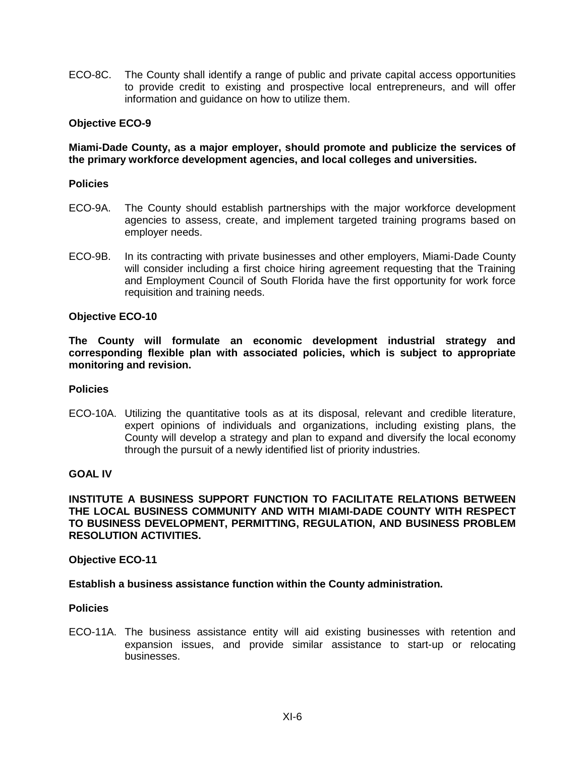ECO-8C. The County shall identify a range of public and private capital access opportunities to provide credit to existing and prospective local entrepreneurs, and will offer information and guidance on how to utilize them.

**Objective ECO-9**

**Miami-Dade County, as a major employer, should promote and publicize the services of the primary workforce development agencies, and local colleges and universities.**

**Policies**

ECO-9A. The County should establish partnerships with the major workforce development agencies to assess, create, and implement targeted training programs based on employer needs.

ECO-9B. In its contracting with private businesses and other employers, Miami-Dade County will consider including a first choice hiring agreement requesting that the Training and Employment Council of South Florida have the first opportunity for work force requisition and training needs.

**Objective ECO-10**

**The County will formulate an economic development industrial strategy and corresponding flexible plan with associated policies, which is subject to appropriate monitoring and revision.**

**Policies**

ECO-10A. Utilizing the quantitative tools as at its disposal, relevant and credible literature, expert opinions of individuals and organizations, including existing plans, the County will develop a strategy and plan to expand and diversify the local economy through the pursuit of a newly identified list of priority industries.

**GOAL IV**

**INSTITUTE A BUSINESS SUPPORT FUNCTION TO FACILITATE RELATIONS BETWEEN THE LOCAL BUSINESS COMMUNITY AND WITH MIAMI-DADE COUNTY WITH RESPECT TO BUSINESS DEVELOPMENT, PERMITTING, REGULATION, AND BUSINESS PROBLEM RESOLUTION ACTIVITIES.**

**Objective ECO-11**

**Establish a business assistance function within the County administration.**

**Policies**

ECO-11A. The business assistance entity will aid existing businesses with retention and expansion issues, and provide similar assistance to start-up or relocating businesses.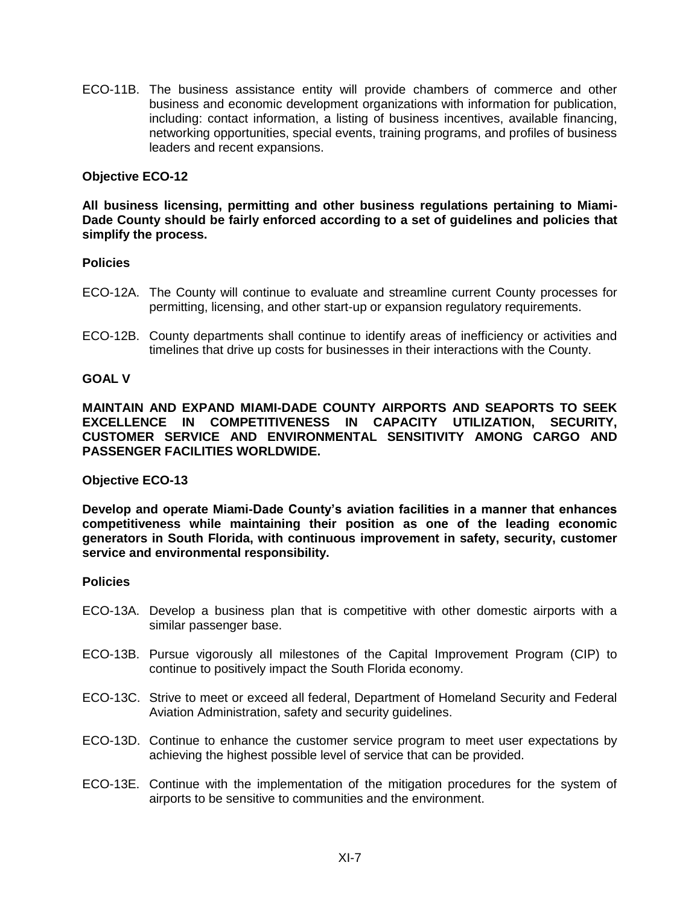ECO-11B. The business assistance entity will provide chambers of commerce and other business and economic development organizations with information for publication, including: contact information, a listing of business incentives, available financing, networking opportunities, special events, training programs, and profiles of business leaders and recent expansions.

**Objective ECO-12**

**All business licensing, permitting and other business regulations pertaining to Miami-Dade County should be fairly enforced according to a set of guidelines and policies that simplify the process.**

**Policies**

ECO-12A. The County will continue to evaluate and streamline current County processes for permitting, licensing, and other start-up or expansion regulatory requirements.

ECO-12B. County departments shall continue to identify areas of inefficiency or activities and timelines that drive up costs for businesses in their interactions with the County.

**GOAL V**

**MAINTAIN AND EXPAND MIAMI-DADE COUNTY AIRPORTS AND SEAPORTS TO SEEK EXCELLENCE IN COMPETITIVENESS IN CAPACITY UTILIZATION, SECURITY, CUSTOMER SERVICE AND ENVIRONMENTAL SENSITIVITY AMONG CARGO AND PASSENGER FACILITIES WORLDWIDE.**

**Objective ECO-13**

**Develop and operate Miami-Dade County's aviation facilities in a manner that enhances competitiveness while maintaining their position as one of the leading economic generators in South Florida, with continuous improvement in safety, security, customer service and environmental responsibility.**

**Policies**

ECO-13A. Develop a business plan that is competitive with other domestic airports with a similar passenger base.

ECO-13B. Pursue vigorously all milestones of the Capital Improvement Program (CIP) to continue to positively impact the South Florida economy.

ECO-13C. Strive to meet or exceed all federal, Department of Homeland Security and Federal Aviation Administration, safety and security guidelines.

ECO-13D. Continue to enhance the customer service program to meet user expectations by achieving the highest possible level of service that can be provided.

ECO-13E. Continue with the implementation of the mitigation procedures for the system of airports to be sensitive to communities and the environment.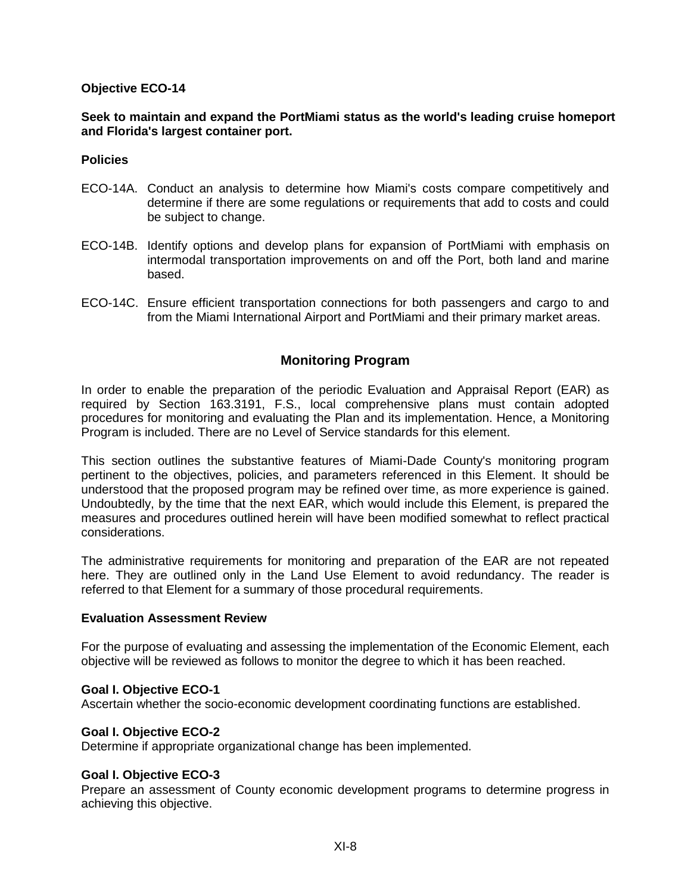**Objective ECO-14**

**Seek to maintain and expand the PortMiami status as the world's leading cruise homeport and Florida's largest container port.**

**Policies**

ECO-14A. Conduct an analysis to determine how Miami's costs compare competitively and determine if there are some regulations or requirements that add to costs and could be subject to change.

ECO-14B. Identify options and develop plans for expansion of PortMiami with emphasis on intermodal transportation improvements on and off the Port, both land and marine based.

ECO-14C. Ensure efficient transportation connections for both passengers and cargo to and from the Miami International Airport and PortMiami and their primary market areas.

## Monitoring Program

In order to enable the preparation of the periodic Evaluation and Appraisal Report (EAR) as required by Section 163.3191, F.S., local comprehensive plans must contain adopted procedures for monitoring and evaluating the Plan and its implementation. Hence, a Monitoring Program is included. There are no Level of Service standards for this element.

This section outlines the substantive features of Miami-Dade County's monitoring program pertinent to the objectives, policies, and parameters referenced in this Element. It should be understood that the proposed program may be refined over time, as more experience is gained. Undoubtedly, by the time that the next EAR, which would include this Element, is prepared the measures and procedures outlined herein will have been modified somewhat to reflect practical considerations.

The administrative requirements for monitoring and preparation of the EAR are not repeated here. They are outlined only in the Land Use Element to avoid redundancy. The reader is referred to that Element for a summary of those procedural requirements.

**Evaluation Assessment Review**

For the purpose of evaluating and assessing the implementation of the Economic Element, each objective will be reviewed as follows to monitor the degree to which it has been reached.

**Goal I. Objective ECO-1**
Ascertain whether the socio-economic development coordinating functions are established.

**Goal I. Objective ECO-2**
Determine if appropriate organizational change has been implemented.

**Goal I. Objective ECO-3**
Prepare an assessment of County economic development programs to determine progress in achieving this objective.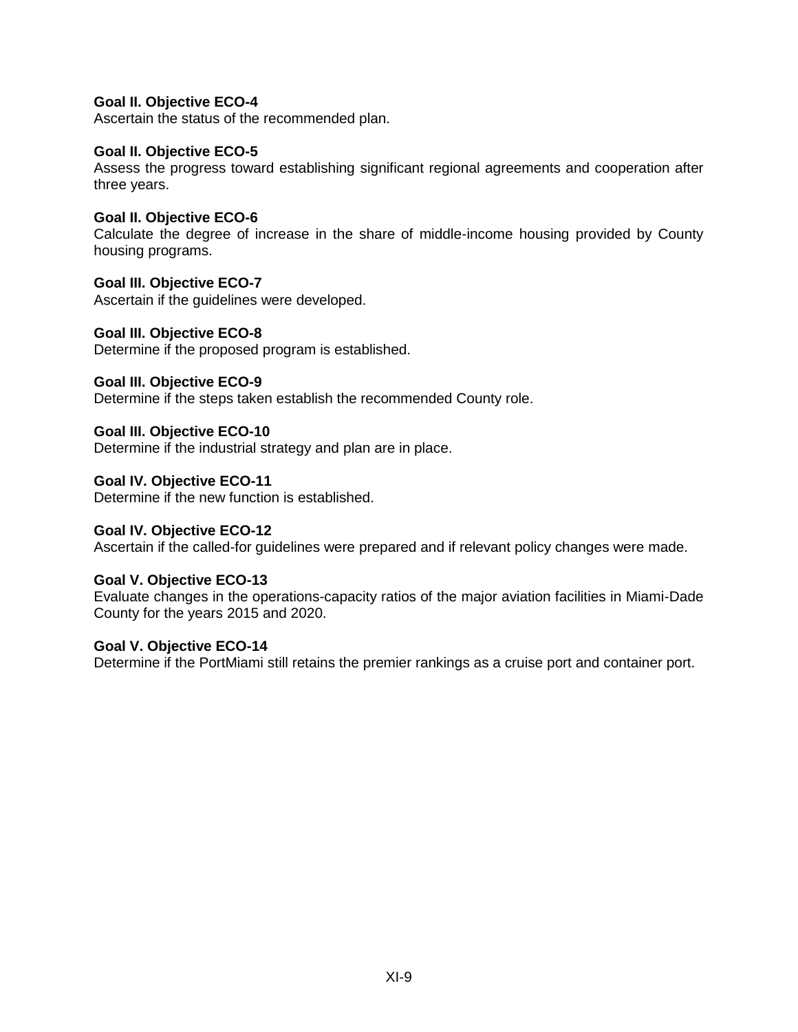**Goal II. Objective ECO-4**
Ascertain the status of the recommended plan.

**Goal II. Objective ECO-5**
Assess the progress toward establishing significant regional agreements and cooperation after three years.

**Goal II. Objective ECO-6**
Calculate the degree of increase in the share of middle-income housing provided by County housing programs.

**Goal III. Objective ECO-7**
Ascertain if the guidelines were developed.

**Goal III. Objective ECO-8**
Determine if the proposed program is established.

**Goal III. Objective ECO-9**
Determine if the steps taken establish the recommended County role.

**Goal III. Objective ECO-10**
Determine if the industrial strategy and plan are in place.

**Goal IV. Objective ECO-11**
Determine if the new function is established.

**Goal IV. Objective ECO-12**
Ascertain if the called-for guidelines were prepared and if relevant policy changes were made.

**Goal V. Objective ECO-13**
Evaluate changes in the operations-capacity ratios of the major aviation facilities in Miami-Dade County for the years 2015 and 2020.

**Goal V. Objective ECO-14**
Determine if the PortMiami still retains the premier rankings as a cruise port and container port.